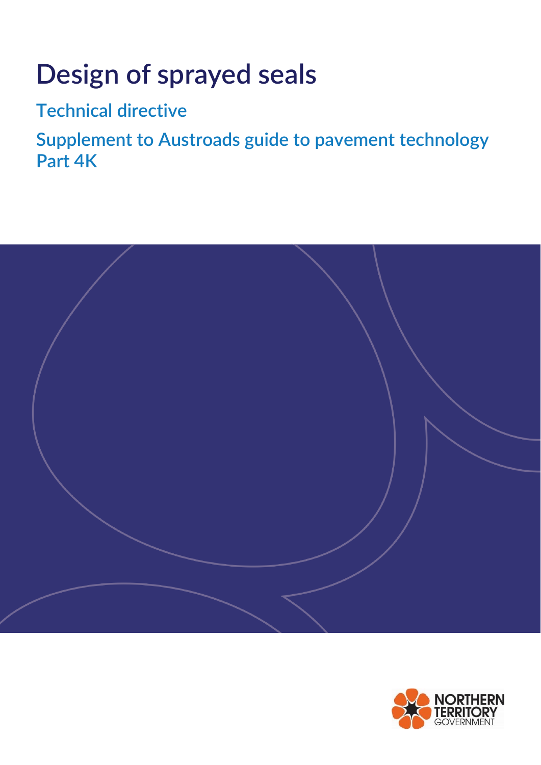# Design of sprayed seals

## Technical directive

## Supplement to Austroads guide to pavement technology Part 4K

NORTHERN TERRITORY GOVERNMENT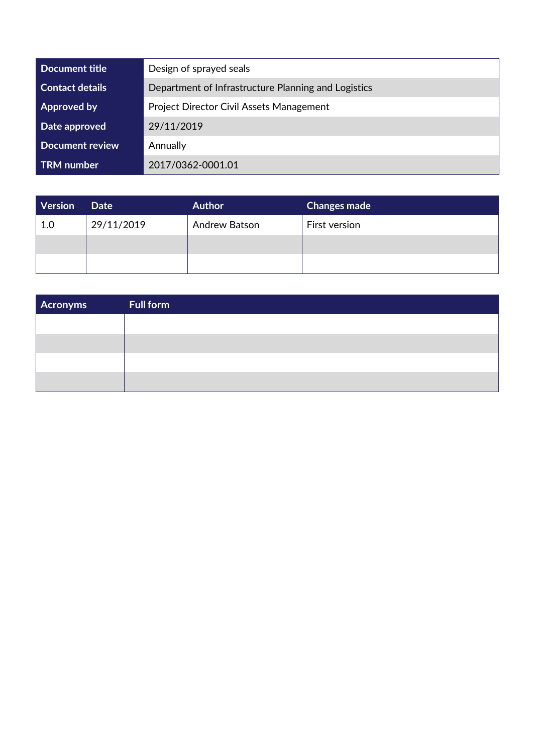| Document title | Design of sprayed seals |
| --- | --- |
| Contact details | Department of Infrastructure Planning and Logistics |
| Approved by | Project Director Civil Assets Management |
| Date approved | 29/11/2019 |
| Document review | Annually |
| TRM number | 2017/0362-0001.01 |

| Version | Date | Author | Changes made |
| --- | --- | --- | --- |
| 1.0 | 29/11/2019 | Andrew Batson | First version |
| | | | |
| | | | |

| Acronyms | Full form |
| --- | --- |
| | |
| | |
| | |
| | |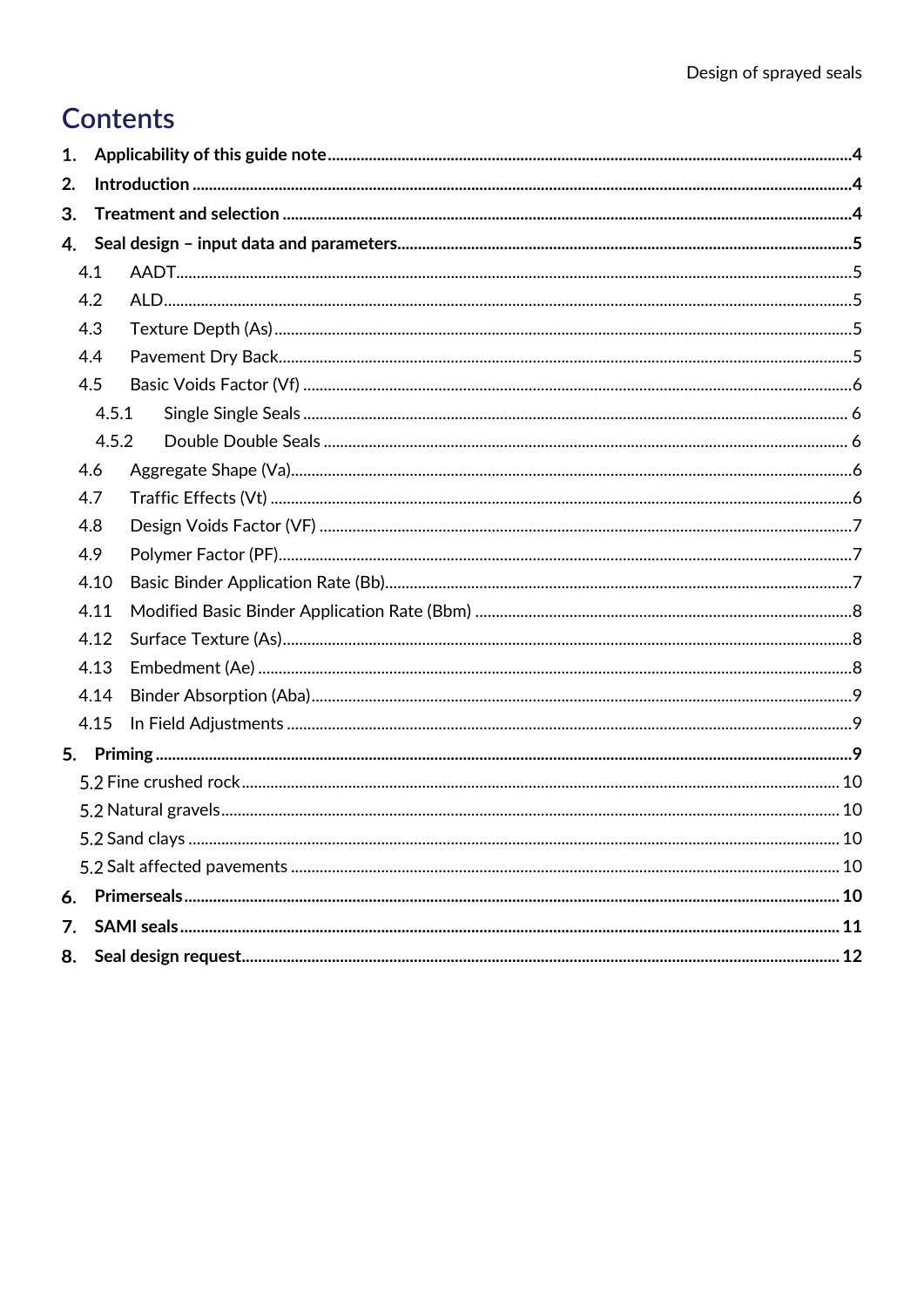# Contents

1. **Applicability of this guide note** .... 4
2. **Introduction** .... 4
3. **Treatment and selection** .... 4
4. **Seal design – input data and parameters** .... 5
   - 4.1 AADT .... 5
   - 4.2 ALD .... 5
   - 4.3 Texture Depth (As) .... 5
   - 4.4 Pavement Dry Back .... 5
   - 4.5 Basic Voids Factor (Vf) .... 6
     - 4.5.1 Single Single Seals .... 6
     - 4.5.2 Double Double Seals .... 6
   - 4.6 Aggregate Shape (Va) .... 6
   - 4.7 Traffic Effects (Vt) .... 6
   - 4.8 Design Voids Factor (VF) .... 7
   - 4.9 Polymer Factor (PF) .... 7
   - 4.10 Basic Binder Application Rate (Bb) .... 7
   - 4.11 Modified Basic Binder Application Rate (Bbm) .... 8
   - 4.12 Surface Texture (As) .... 8
   - 4.13 Embedment (Ae) .... 8
   - 4.14 Binder Absorption (Aba) .... 9
   - 4.15 In Field Adjustments .... 9
5. **Priming** .... 9
   - 5.2 Fine crushed rock .... 10
   - 5.2 Natural gravels .... 10
   - 5.2 Sand clays .... 10
   - 5.2 Salt affected pavements .... 10
6. **Primerseals** .... 10
7. **SAMI seals** .... 11
8. **Seal design request** .... 12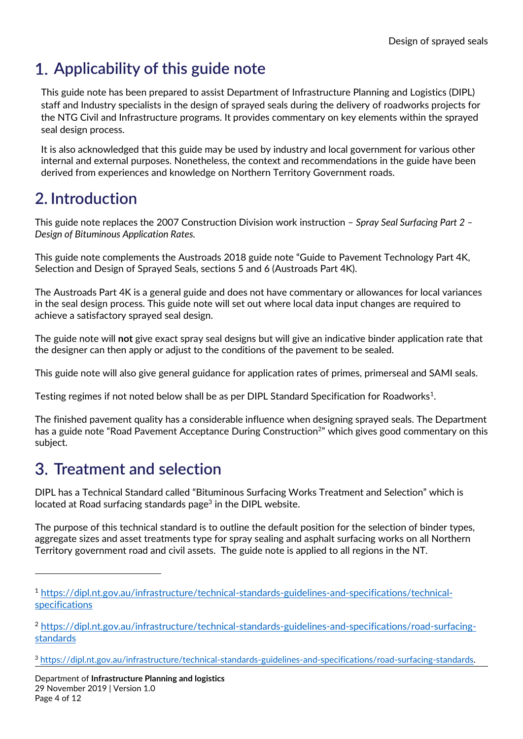# 1. Applicability of this guide note

This guide note has been prepared to assist Department of Infrastructure Planning and Logistics (DIPL) staff and Industry specialists in the design of sprayed seals during the delivery of roadworks projects for the NTG Civil and Infrastructure programs. It provides commentary on key elements within the sprayed seal design process.

It is also acknowledged that this guide may be used by industry and local government for various other internal and external purposes. Nonetheless, the context and recommendations in the guide have been derived from experiences and knowledge on Northern Territory Government roads.

# 2. Introduction

This guide note replaces the 2007 Construction Division work instruction – *Spray Seal Surfacing Part 2 – Design of Bituminous Application Rates.*

This guide note complements the Austroads 2018 guide note "Guide to Pavement Technology Part 4K, Selection and Design of Sprayed Seals, sections 5 and 6 (Austroads Part 4K).

The Austroads Part 4K is a general guide and does not have commentary or allowances for local variances in the seal design process. This guide note will set out where local data input changes are required to achieve a satisfactory sprayed seal design.

The guide note will **not** give exact spray seal designs but will give an indicative binder application rate that the designer can then apply or adjust to the conditions of the pavement to be sealed.

This guide note will also give general guidance for application rates of primes, primerseal and SAMI seals.

Testing regimes if not noted below shall be as per DIPL Standard Specification for Roadworks[1].

The finished pavement quality has a considerable influence when designing sprayed seals. The Department has a guide note "Road Pavement Acceptance During Construction[2]" which gives good commentary on this subject.

# 3. Treatment and selection

DIPL has a Technical Standard called "Bituminous Surfacing Works Treatment and Selection" which is located at Road surfacing standards page[3] in the DIPL website.

The purpose of this technical standard is to outline the default position for the selection of binder types, aggregate sizes and asset treatments type for spray sealing and asphalt surfacing works on all Northern Territory government road and civil assets. The guide note is applied to all regions in the NT.

---

[1] https://dipl.nt.gov.au/infrastructure/technical-standards-guidelines-and-specifications/technical-specifications

[2] https://dipl.nt.gov.au/infrastructure/technical-standards-guidelines-and-specifications/road-surfacing-standards

[3] https://dipl.nt.gov.au/infrastructure/technical-standards-guidelines-and-specifications/road-surfacing-standards.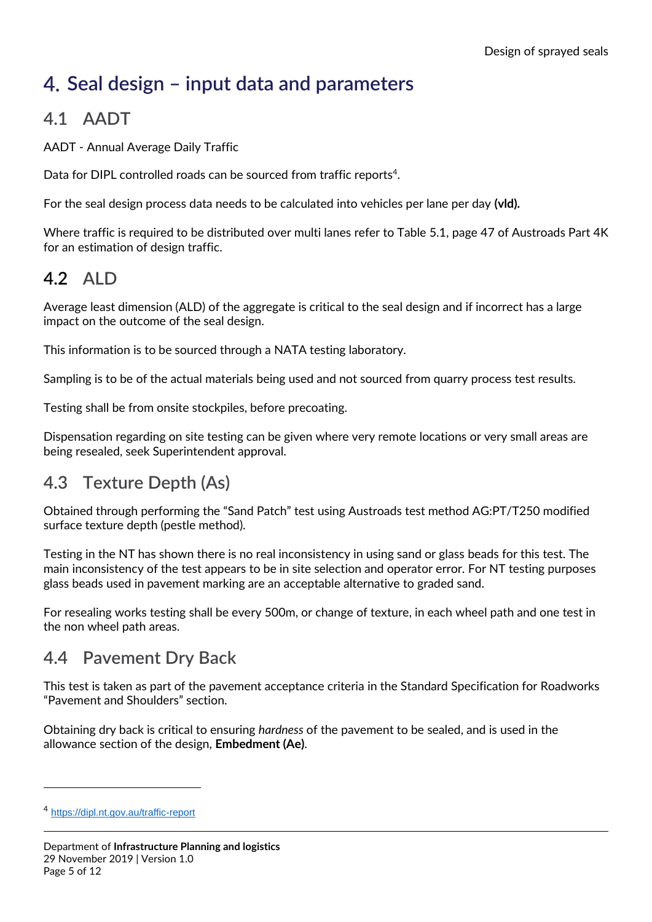# 4. Seal design – input data and parameters

## 4.1 AADT

AADT - Annual Average Daily Traffic

Data for DIPL controlled roads can be sourced from traffic reports[4].

For the seal design process data needs to be calculated into vehicles per lane per day **(vld).**

Where traffic is required to be distributed over multi lanes refer to Table 5.1, page 47 of Austroads Part 4K for an estimation of design traffic.

## 4.2 ALD

Average least dimension (ALD) of the aggregate is critical to the seal design and if incorrect has a large impact on the outcome of the seal design.

This information is to be sourced through a NATA testing laboratory.

Sampling is to be of the actual materials being used and not sourced from quarry process test results.

Testing shall be from onsite stockpiles, before precoating.

Dispensation regarding on site testing can be given where very remote locations or very small areas are being resealed, seek Superintendent approval.

## 4.3 Texture Depth (As)

Obtained through performing the "Sand Patch" test using Austroads test method AG:PT/T250 modified surface texture depth (pestle method).

Testing in the NT has shown there is no real inconsistency in using sand or glass beads for this test. The main inconsistency of the test appears to be in site selection and operator error. For NT testing purposes glass beads used in pavement marking are an acceptable alternative to graded sand.

For resealing works testing shall be every 500m, or change of texture, in each wheel path and one test in the non wheel path areas.

## 4.4 Pavement Dry Back

This test is taken as part of the pavement acceptance criteria in the Standard Specification for Roadworks "Pavement and Shoulders" section.

Obtaining dry back is critical to ensuring *hardness* of the pavement to be sealed, and is used in the allowance section of the design, **Embedment (Ae)**.

---

[4] https://dipl.nt.gov.au/traffic-report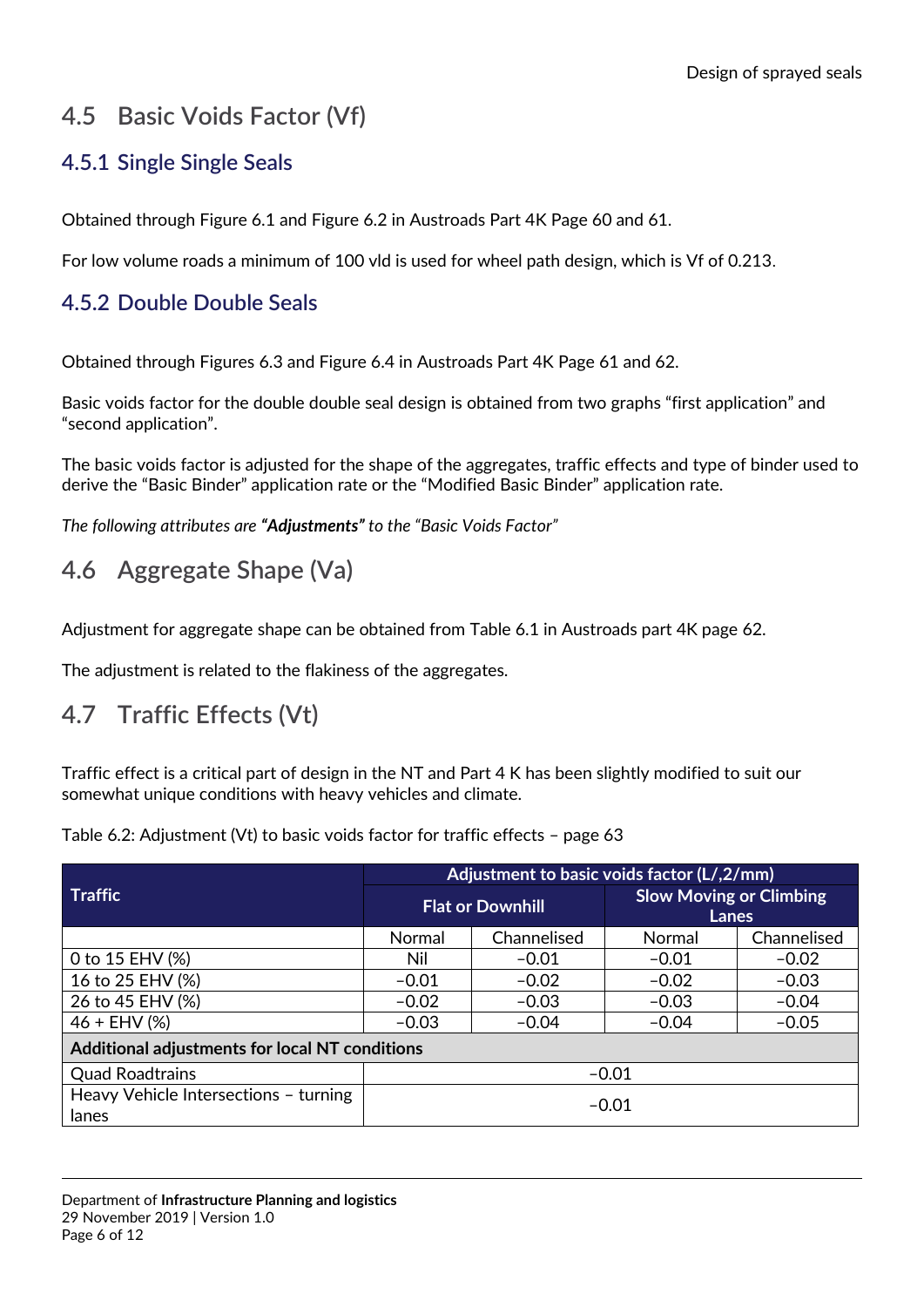## 4.5 Basic Voids Factor (Vf)

### 4.5.1 Single Single Seals

Obtained through Figure 6.1 and Figure 6.2 in Austroads Part 4K Page 60 and 61.

For low volume roads a minimum of 100 vld is used for wheel path design, which is Vf of 0.213.

### 4.5.2 Double Double Seals

Obtained through Figures 6.3 and Figure 6.4 in Austroads Part 4K Page 61 and 62.

Basic voids factor for the double double seal design is obtained from two graphs "first application" and "second application".

The basic voids factor is adjusted for the shape of the aggregates, traffic effects and type of binder used to derive the "Basic Binder" application rate or the "Modified Basic Binder" application rate.

*The following attributes are **"Adjustments"** to the "Basic Voids Factor"*

## 4.6 Aggregate Shape (Va)

Adjustment for aggregate shape can be obtained from Table 6.1 in Austroads part 4K page 62.

The adjustment is related to the flakiness of the aggregates.

## 4.7 Traffic Effects (Vt)

Traffic effect is a critical part of design in the NT and Part 4 K has been slightly modified to suit our somewhat unique conditions with heavy vehicles and climate.

Table 6.2: Adjustment (Vt) to basic voids factor for traffic effects – page 63

| Traffic | Adjustment to basic voids factor (L/,2/mm) | | | |
|---|---|---|---|---|
| | Flat or Downhill | | Slow Moving or Climbing Lanes | |
| | Normal | Channelised | Normal | Channelised |
| 0 to 15 EHV (%) | Nil | −0.01 | −0.01 | −0.02 |
| 16 to 25 EHV (%) | −0.01 | −0.02 | −0.02 | −0.03 |
| 26 to 45 EHV (%) | −0.02 | −0.03 | −0.03 | −0.04 |
| 46 + EHV (%) | −0.03 | −0.04 | −0.04 | −0.05 |
| **Additional adjustments for local NT conditions** | | | | |
| Quad Roadtrains | −0.01 | | | |
| Heavy Vehicle Intersections – turning lanes | −0.01 | | | |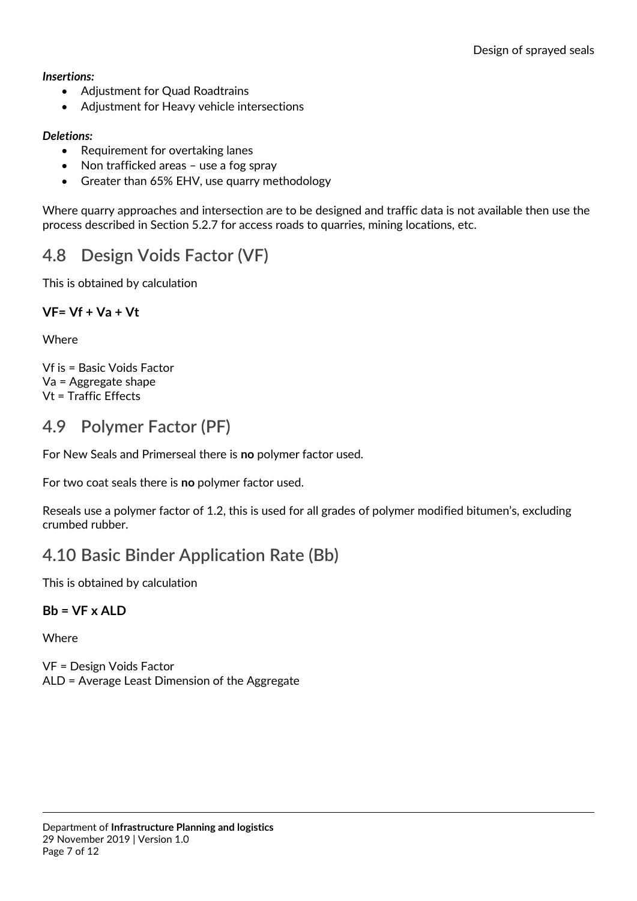***Insertions:***

- Adjustment for Quad Roadtrains
- Adjustment for Heavy vehicle intersections

***Deletions:***

- Requirement for overtaking lanes
- Non trafficked areas – use a fog spray
- Greater than 65% EHV, use quarry methodology

Where quarry approaches and intersection are to be designed and traffic data is not available then use the process described in Section 5.2.7 for access roads to quarries, mining locations, etc.

## 4.8 Design Voids Factor (VF)

This is obtained by calculation

**VF= Vf + Va + Vt**

Where

Vf is = Basic Voids Factor
Va = Aggregate shape
Vt = Traffic Effects

## 4.9 Polymer Factor (PF)

For New Seals and Primerseal there is **no** polymer factor used.

For two coat seals there is **no** polymer factor used.

Reseals use a polymer factor of 1.2, this is used for all grades of polymer modified bitumen's, excluding crumbed rubber.

## 4.10 Basic Binder Application Rate (Bb)

This is obtained by calculation

**Bb = VF x ALD**

Where

VF = Design Voids Factor
ALD = Average Least Dimension of the Aggregate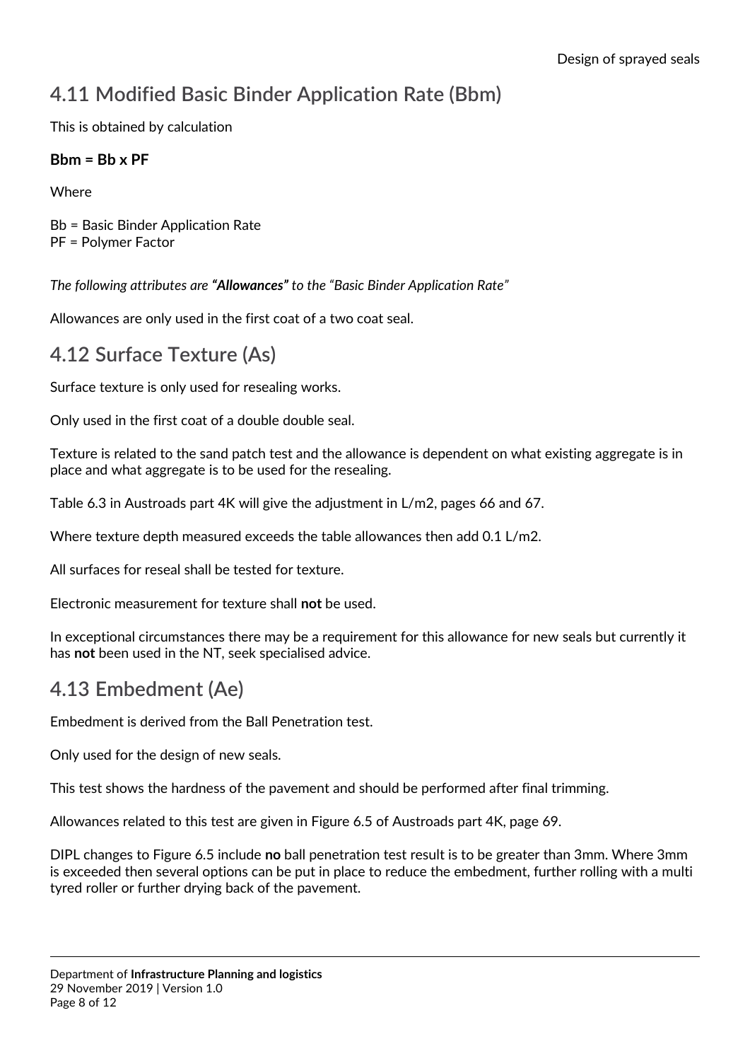## 4.11 Modified Basic Binder Application Rate (Bbm)

This is obtained by calculation

**Bbm = Bb x PF**

Where

Bb = Basic Binder Application Rate
PF = Polymer Factor

*The following attributes are **"Allowances"** to the "Basic Binder Application Rate"*

Allowances are only used in the first coat of a two coat seal.

## 4.12 Surface Texture (As)

Surface texture is only used for resealing works.

Only used in the first coat of a double double seal.

Texture is related to the sand patch test and the allowance is dependent on what existing aggregate is in place and what aggregate is to be used for the resealing.

Table 6.3 in Austroads part 4K will give the adjustment in L/m2, pages 66 and 67.

Where texture depth measured exceeds the table allowances then add 0.1 L/m2.

All surfaces for reseal shall be tested for texture.

Electronic measurement for texture shall **not** be used.

In exceptional circumstances there may be a requirement for this allowance for new seals but currently it has **not** been used in the NT, seek specialised advice.

## 4.13 Embedment (Ae)

Embedment is derived from the Ball Penetration test.

Only used for the design of new seals.

This test shows the hardness of the pavement and should be performed after final trimming.

Allowances related to this test are given in Figure 6.5 of Austroads part 4K, page 69.

DIPL changes to Figure 6.5 include **no** ball penetration test result is to be greater than 3mm. Where 3mm is exceeded then several options can be put in place to reduce the embedment, further rolling with a multi tyred roller or further drying back of the pavement.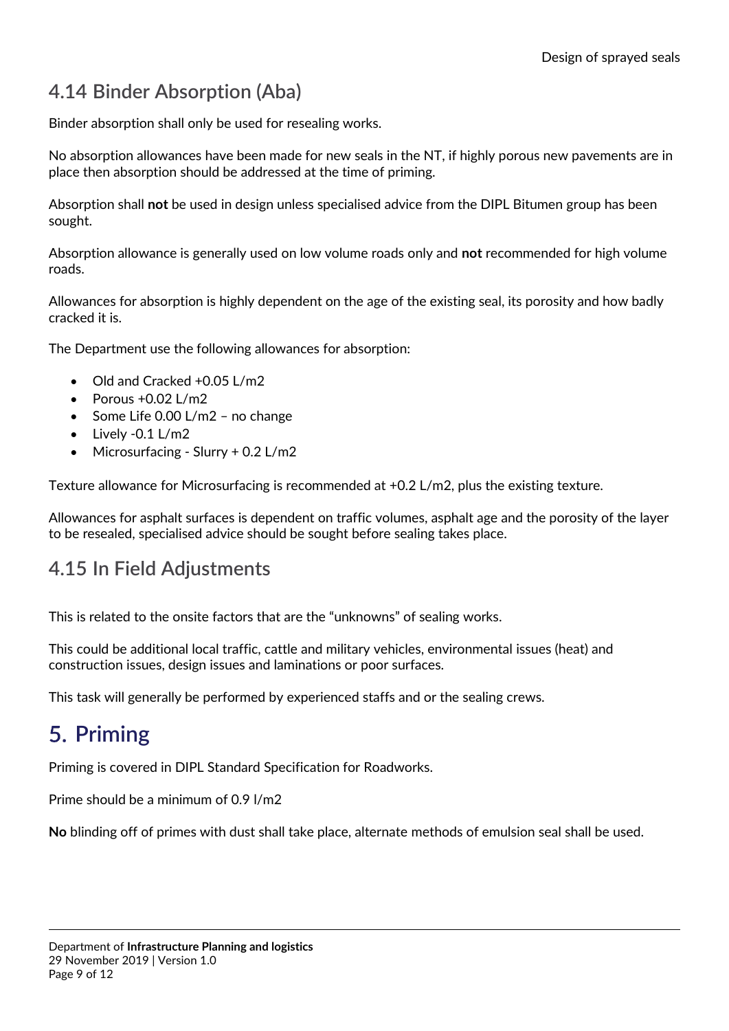## 4.14 Binder Absorption (Aba)

Binder absorption shall only be used for resealing works.

No absorption allowances have been made for new seals in the NT, if highly porous new pavements are in place then absorption should be addressed at the time of priming.

Absorption shall **not** be used in design unless specialised advice from the DIPL Bitumen group has been sought.

Absorption allowance is generally used on low volume roads only and **not** recommended for high volume roads.

Allowances for absorption is highly dependent on the age of the existing seal, its porosity and how badly cracked it is.

The Department use the following allowances for absorption:

- Old and Cracked +0.05 L/m2
- Porous +0.02 L/m2
- Some Life 0.00 L/m2 – no change
- Lively -0.1 L/m2
- Microsurfacing - Slurry + 0.2 L/m2

Texture allowance for Microsurfacing is recommended at +0.2 L/m2, plus the existing texture.

Allowances for asphalt surfaces is dependent on traffic volumes, asphalt age and the porosity of the layer to be resealed, specialised advice should be sought before sealing takes place.

## 4.15 In Field Adjustments

This is related to the onsite factors that are the "unknowns" of sealing works.

This could be additional local traffic, cattle and military vehicles, environmental issues (heat) and construction issues, design issues and laminations or poor surfaces.

This task will generally be performed by experienced staffs and or the sealing crews.

# 5. Priming

Priming is covered in DIPL Standard Specification for Roadworks.

Prime should be a minimum of 0.9 l/m2

**No** blinding off of primes with dust shall take place, alternate methods of emulsion seal shall be used.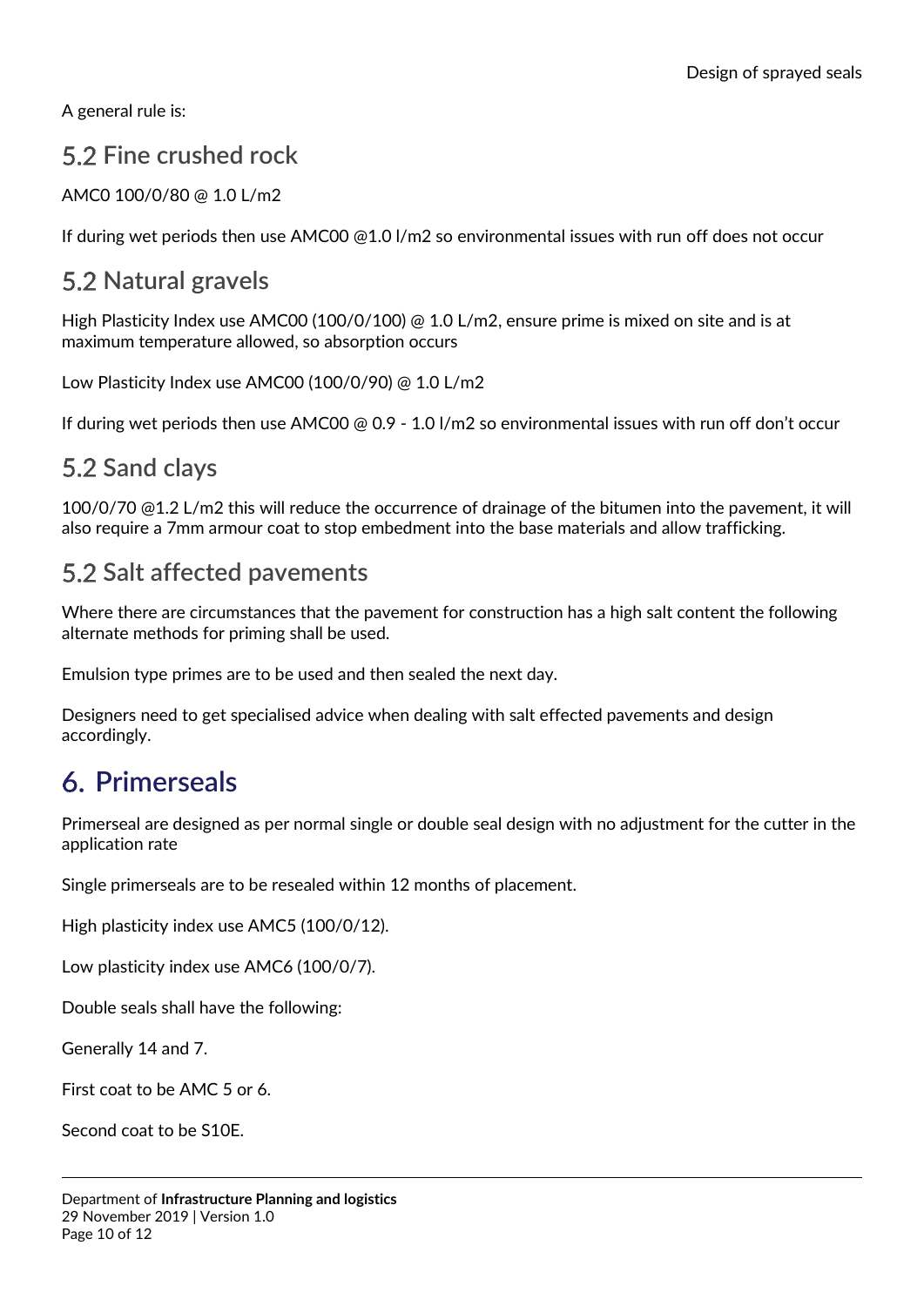A general rule is:

## 5.2 Fine crushed rock

AMC0 100/0/80 @ 1.0 L/m2

If during wet periods then use AMC00 @1.0 l/m2 so environmental issues with run off does not occur

## 5.2 Natural gravels

High Plasticity Index use AMC00 (100/0/100) @ 1.0 L/m2, ensure prime is mixed on site and is at maximum temperature allowed, so absorption occurs

Low Plasticity Index use AMC00 (100/0/90) @ 1.0 L/m2

If during wet periods then use AMC00 @ 0.9 - 1.0 l/m2 so environmental issues with run off don't occur

## 5.2 Sand clays

100/0/70 @1.2 L/m2 this will reduce the occurrence of drainage of the bitumen into the pavement, it will also require a 7mm armour coat to stop embedment into the base materials and allow trafficking.

## 5.2 Salt affected pavements

Where there are circumstances that the pavement for construction has a high salt content the following alternate methods for priming shall be used.

Emulsion type primes are to be used and then sealed the next day.

Designers need to get specialised advice when dealing with salt effected pavements and design accordingly.

# 6. Primerseals

Primerseal are designed as per normal single or double seal design with no adjustment for the cutter in the application rate

Single primerseals are to be resealed within 12 months of placement.

High plasticity index use AMC5 (100/0/12).

Low plasticity index use AMC6 (100/0/7).

Double seals shall have the following:

Generally 14 and 7.

First coat to be AMC 5 or 6.

Second coat to be S10E.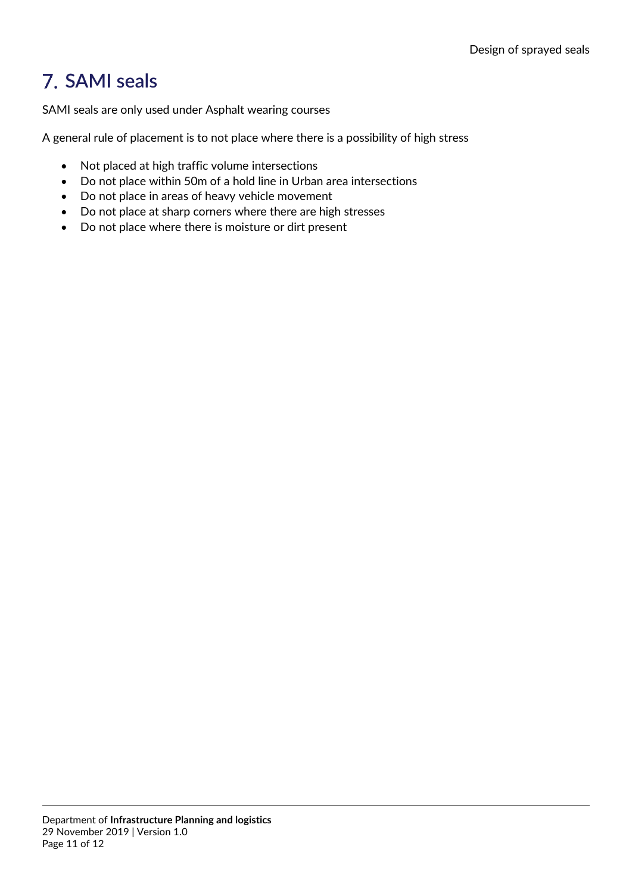# 7. SAMI seals

SAMI seals are only used under Asphalt wearing courses

A general rule of placement is to not place where there is a possibility of high stress

- Not placed at high traffic volume intersections
- Do not place within 50m of a hold line in Urban area intersections
- Do not place in areas of heavy vehicle movement
- Do not place at sharp corners where there are high stresses
- Do not place where there is moisture or dirt present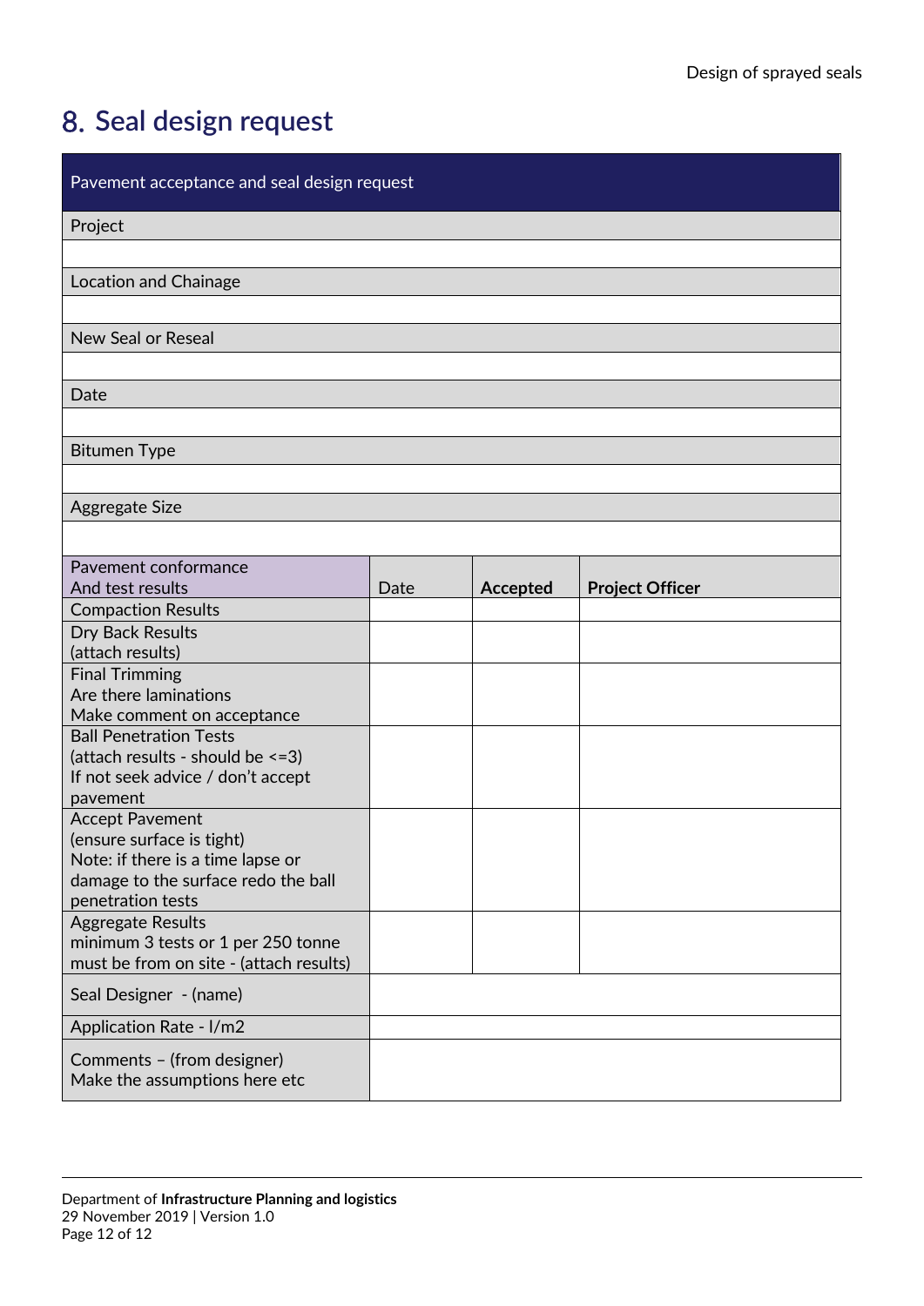# 8. Seal design request

| Pavement acceptance and seal design request | | | |
|---|---|---|---|
| Project | | | |
| | | | |
| Location and Chainage | | | |
| | | | |
| New Seal or Reseal | | | |
| | | | |
| Date | | | |
| | | | |
| Bitumen Type | | | |
| | | | |
| Aggregate Size | | | |
| | | | |
| Pavement conformance And test results | Date | **Accepted** | **Project Officer** |
| Compaction Results | | | |
| Dry Back Results (attach results) | | | |
| Final Trimming Are there laminations Make comment on acceptance | | | |
| Ball Penetration Tests (attach results - should be <=3) If not seek advice / don't accept pavement | | | |
| Accept Pavement (ensure surface is tight) Note: if there is a time lapse or damage to the surface redo the ball penetration tests | | | |
| Aggregate Results minimum 3 tests or 1 per 250 tonne must be from on site - (attach results) | | | |
| Seal Designer - (name) | | | |
| Application Rate - l/m2 | | | |
| Comments – (from designer) Make the assumptions here etc | | | |